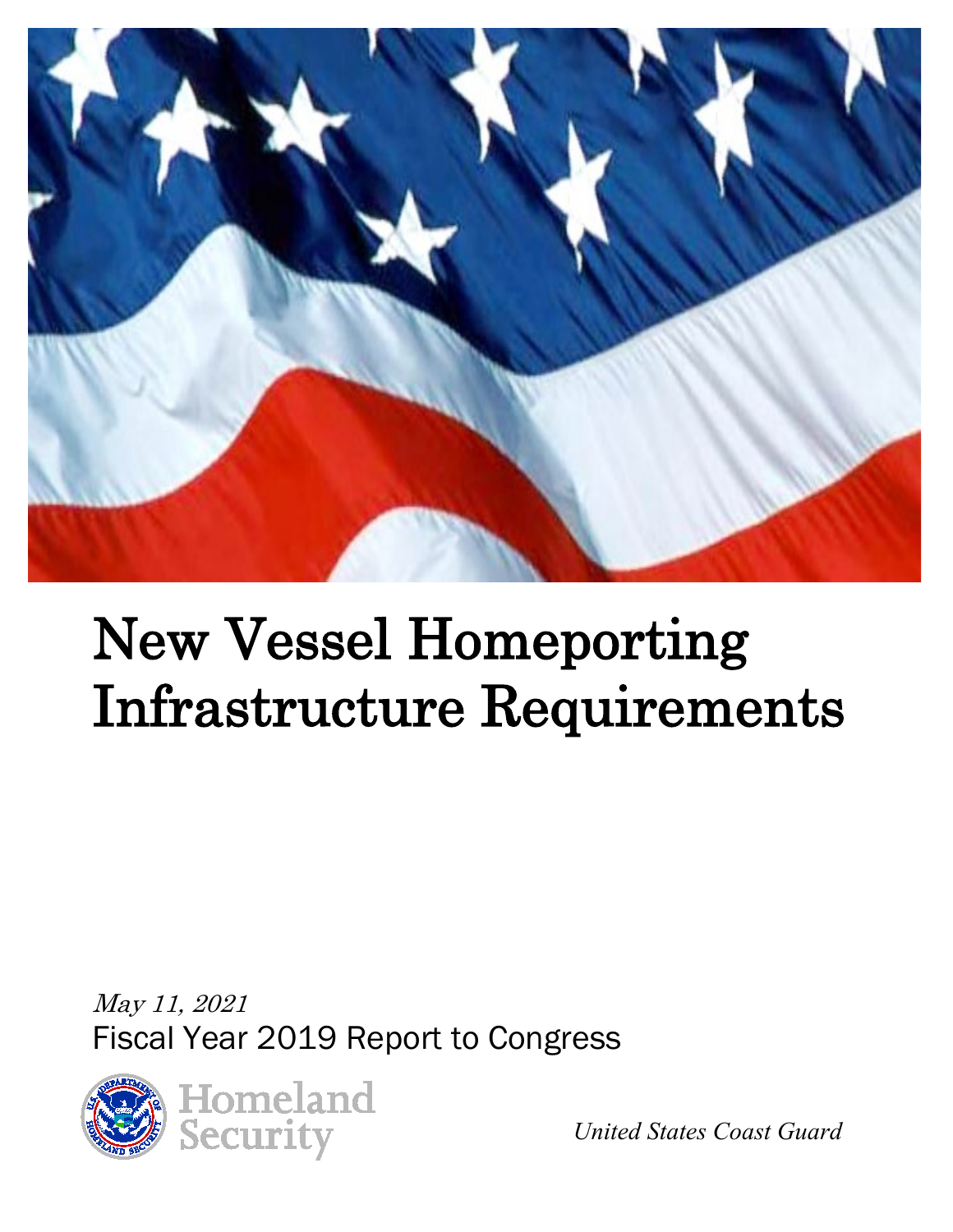# New Vessel Homeporting Infrastructure Requirements

*May 11, 2021*

Fiscal Year 2019 Report to Congress

Homeland Security

*United States Coast Guard*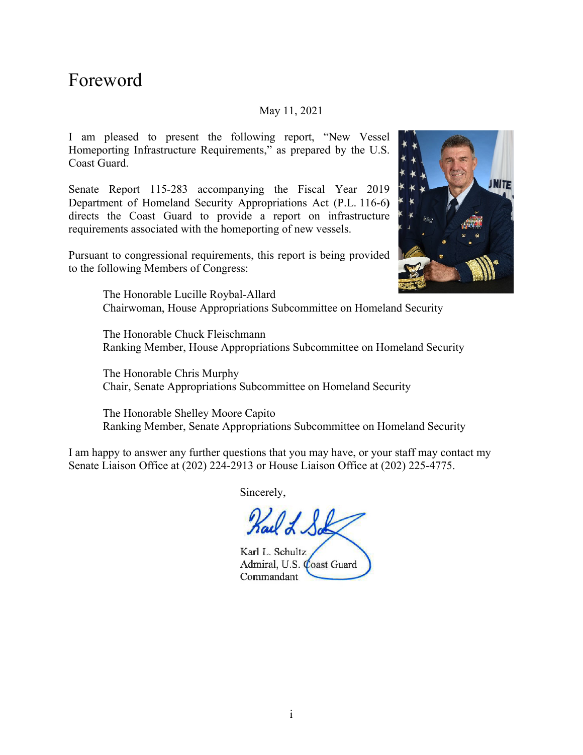# Foreword

May 11, 2021

I am pleased to present the following report, "New Vessel Homeporting Infrastructure Requirements," as prepared by the U.S. Coast Guard.

Senate Report 115-283 accompanying the Fiscal Year 2019 Department of Homeland Security Appropriations Act (P.L. 116-6) directs the Coast Guard to provide a report on infrastructure requirements associated with the homeporting of new vessels.

Pursuant to congressional requirements, this report is being provided to the following Members of Congress:

The Honorable Lucille Roybal-Allard
Chairwoman, House Appropriations Subcommittee on Homeland Security

The Honorable Chuck Fleischmann
Ranking Member, House Appropriations Subcommittee on Homeland Security

The Honorable Chris Murphy
Chair, Senate Appropriations Subcommittee on Homeland Security

The Honorable Shelley Moore Capito
Ranking Member, Senate Appropriations Subcommittee on Homeland Security

I am happy to answer any further questions that you may have, or your staff may contact my Senate Liaison Office at (202) 224-2913 or House Liaison Office at (202) 225-4775.

Sincerely,

Karl L. Schultz
Admiral, U.S. Coast Guard
Commandant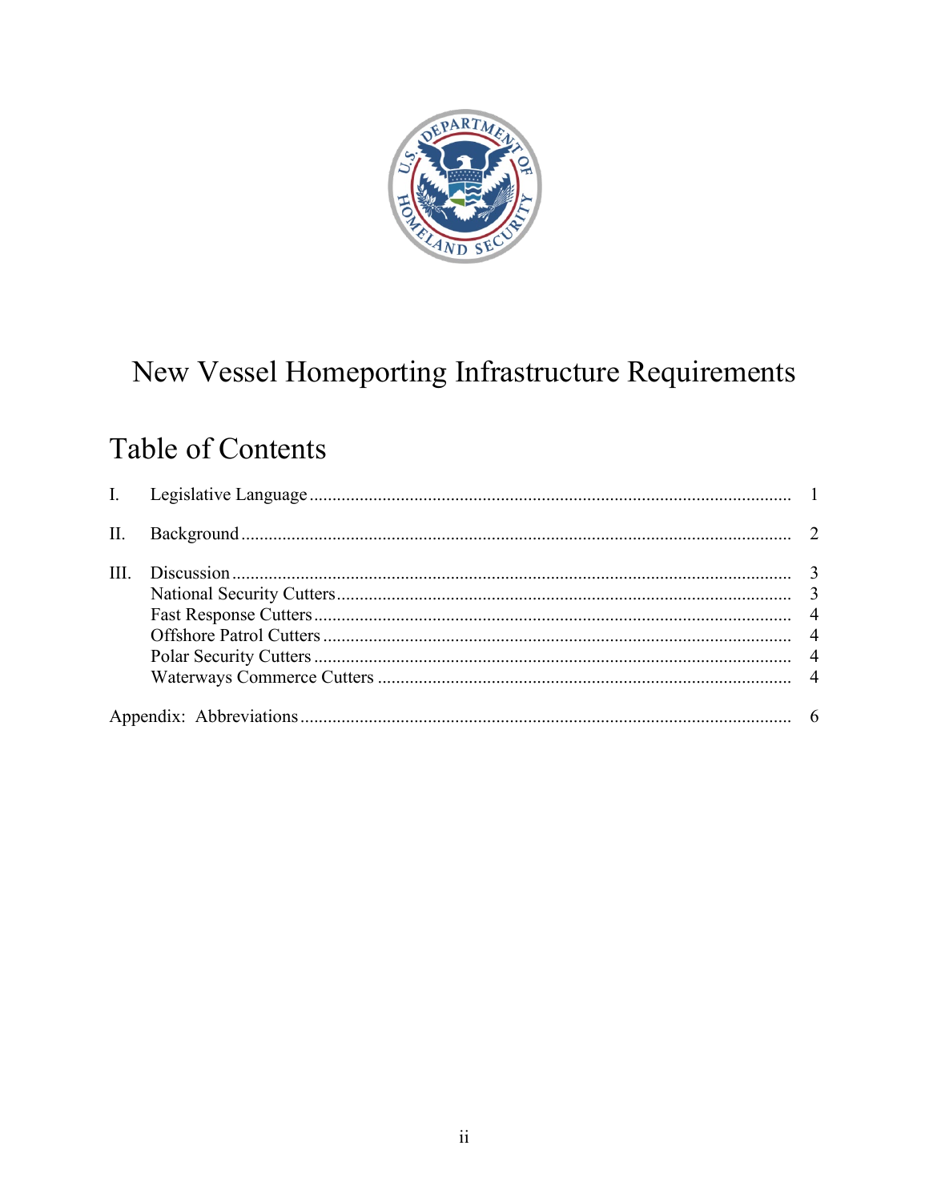# New Vessel Homeporting Infrastructure Requirements

## Table of Contents

| | | |
|---|---|---|
| I. | Legislative Language | 1 |
| II. | Background | 2 |
| III. | Discussion | 3 |
| | National Security Cutters | 3 |
| | Fast Response Cutters | 4 |
| | Offshore Patrol Cutters | 4 |
| | Polar Security Cutters | 4 |
| | Waterways Commerce Cutters | 4 |
| Appendix: Abbreviations | | 6 |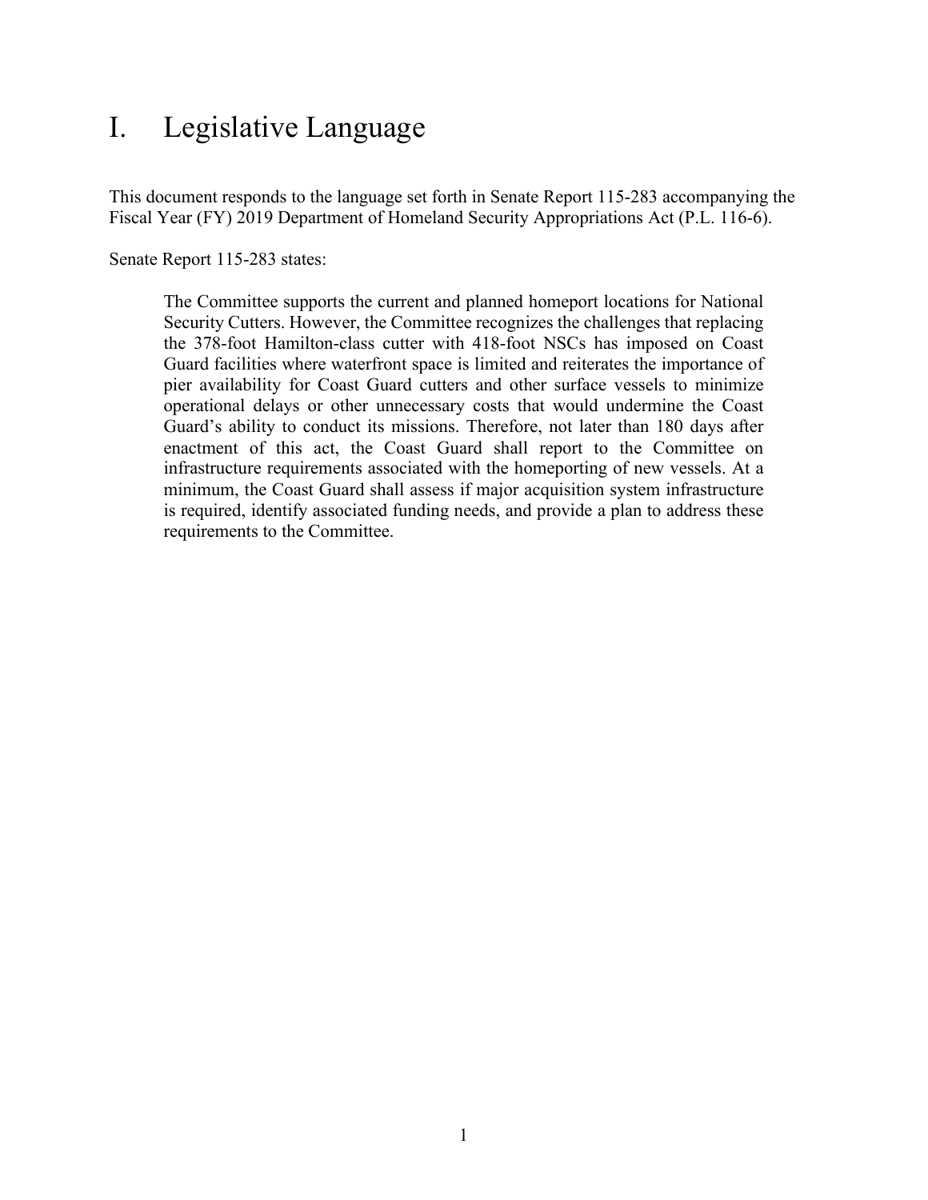# I. Legislative Language

This document responds to the language set forth in Senate Report 115-283 accompanying the Fiscal Year (FY) 2019 Department of Homeland Security Appropriations Act (P.L. 116-6).

Senate Report 115-283 states:

> The Committee supports the current and planned homeport locations for National Security Cutters. However, the Committee recognizes the challenges that replacing the 378-foot Hamilton-class cutter with 418-foot NSCs has imposed on Coast Guard facilities where waterfront space is limited and reiterates the importance of pier availability for Coast Guard cutters and other surface vessels to minimize operational delays or other unnecessary costs that would undermine the Coast Guard's ability to conduct its missions. Therefore, not later than 180 days after enactment of this act, the Coast Guard shall report to the Committee on infrastructure requirements associated with the homeporting of new vessels. At a minimum, the Coast Guard shall assess if major acquisition system infrastructure is required, identify associated funding needs, and provide a plan to address these requirements to the Committee.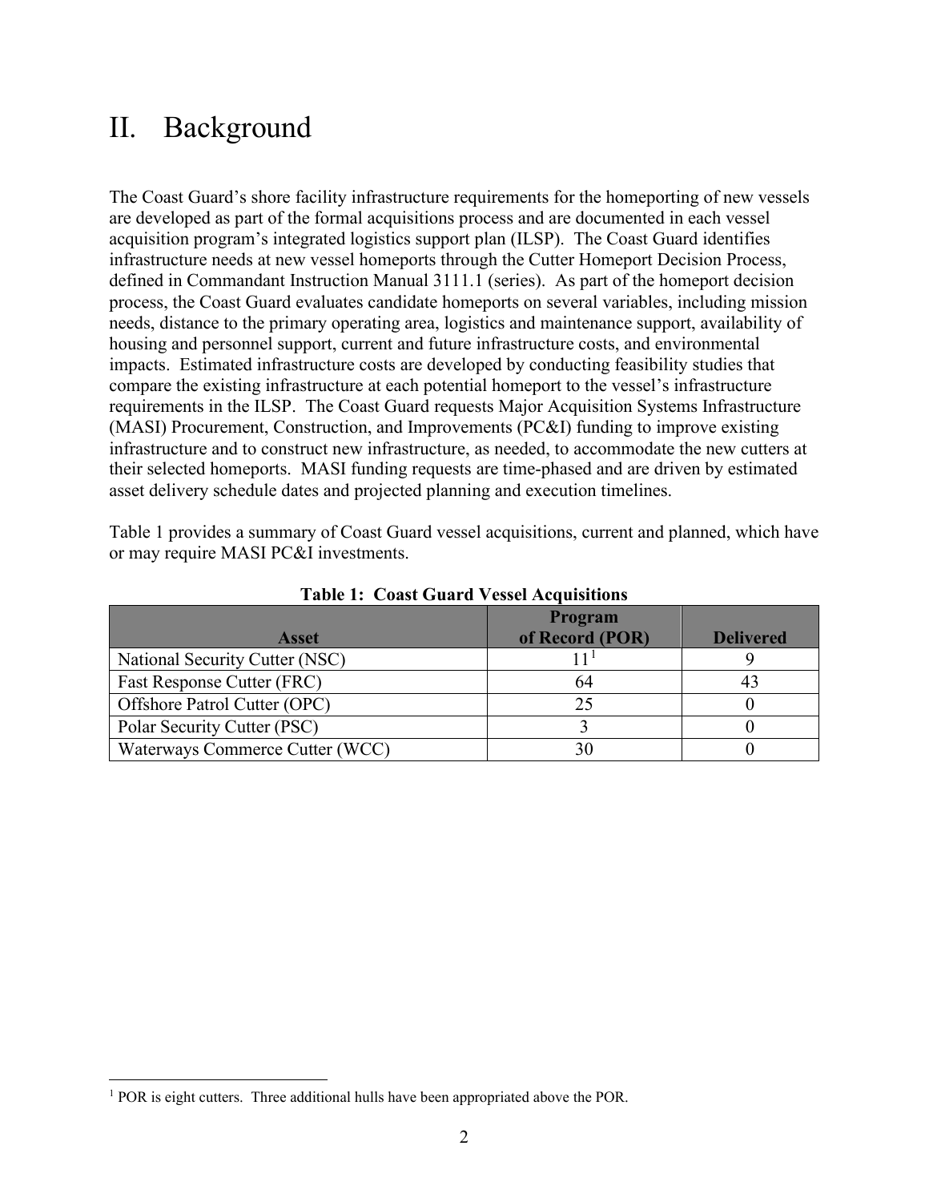# II. Background

The Coast Guard's shore facility infrastructure requirements for the homeporting of new vessels are developed as part of the formal acquisitions process and are documented in each vessel acquisition program's integrated logistics support plan (ILSP). The Coast Guard identifies infrastructure needs at new vessel homeports through the Cutter Homeport Decision Process, defined in Commandant Instruction Manual 3111.1 (series). As part of the homeport decision process, the Coast Guard evaluates candidate homeports on several variables, including mission needs, distance to the primary operating area, logistics and maintenance support, availability of housing and personnel support, current and future infrastructure costs, and environmental impacts. Estimated infrastructure costs are developed by conducting feasibility studies that compare the existing infrastructure at each potential homeport to the vessel's infrastructure requirements in the ILSP. The Coast Guard requests Major Acquisition Systems Infrastructure (MASI) Procurement, Construction, and Improvements (PC&I) funding to improve existing infrastructure and to construct new infrastructure, as needed, to accommodate the new cutters at their selected homeports. MASI funding requests are time-phased and are driven by estimated asset delivery schedule dates and projected planning and execution timelines.

Table 1 provides a summary of Coast Guard vessel acquisitions, current and planned, which have or may require MASI PC&I investments.

**Table 1: Coast Guard Vessel Acquisitions**

| Asset | Program of Record (POR) | Delivered |
|---|---|---|
| National Security Cutter (NSC) | 11[1] | 9 |
| Fast Response Cutter (FRC) | 64 | 43 |
| Offshore Patrol Cutter (OPC) | 25 | 0 |
| Polar Security Cutter (PSC) | 3 | 0 |
| Waterways Commerce Cutter (WCC) | 30 | 0 |

[1] POR is eight cutters. Three additional hulls have been appropriated above the POR.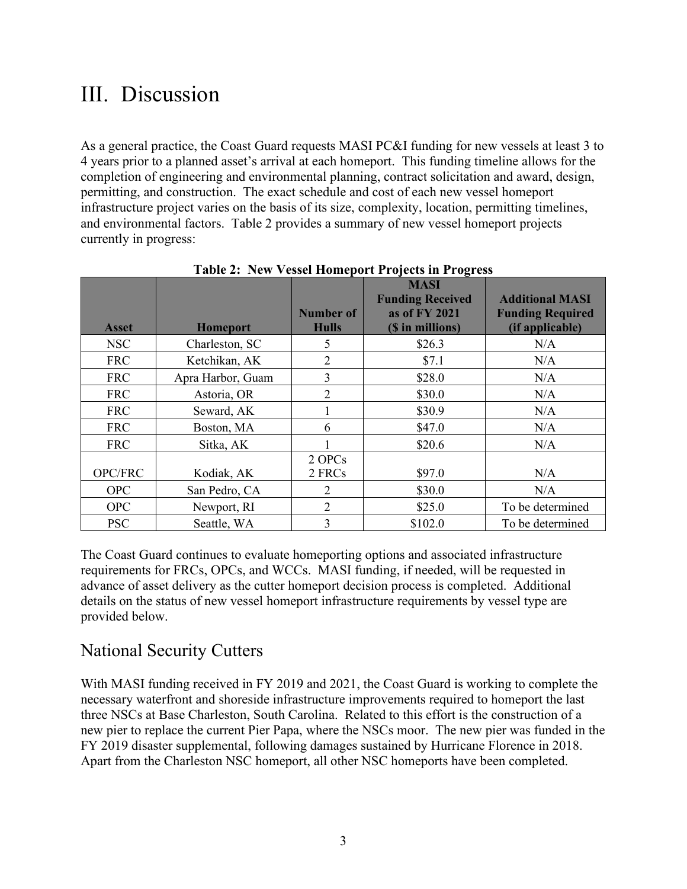# III. Discussion

As a general practice, the Coast Guard requests MASI PC&I funding for new vessels at least 3 to 4 years prior to a planned asset's arrival at each homeport. This funding timeline allows for the completion of engineering and environmental planning, contract solicitation and award, design, permitting, and construction. The exact schedule and cost of each new vessel homeport infrastructure project varies on the basis of its size, complexity, location, permitting timelines, and environmental factors. Table 2 provides a summary of new vessel homeport projects currently in progress:

**Table 2: New Vessel Homeport Projects in Progress**

| Asset | Homeport | Number of Hulls | MASI Funding Received as of FY 2021 ($ in millions) | Additional MASI Funding Required (if applicable) |
|---|---|---|---|---|
| NSC | Charleston, SC | 5 | $26.3 | N/A |
| FRC | Ketchikan, AK | 2 | $7.1 | N/A |
| FRC | Apra Harbor, Guam | 3 | $28.0 | N/A |
| FRC | Astoria, OR | 2 | $30.0 | N/A |
| FRC | Seward, AK | 1 | $30.9 | N/A |
| FRC | Boston, MA | 6 | $47.0 | N/A |
| FRC | Sitka, AK | 1 | $20.6 | N/A |
| OPC/FRC | Kodiak, AK | 2 OPCs 2 FRCs | $97.0 | N/A |
| OPC | San Pedro, CA | 2 | $30.0 | N/A |
| OPC | Newport, RI | 2 | $25.0 | To be determined |
| PSC | Seattle, WA | 3 | $102.0 | To be determined |

The Coast Guard continues to evaluate homeporting options and associated infrastructure requirements for FRCs, OPCs, and WCCs. MASI funding, if needed, will be requested in advance of asset delivery as the cutter homeport decision process is completed. Additional details on the status of new vessel homeport infrastructure requirements by vessel type are provided below.

## National Security Cutters

With MASI funding received in FY 2019 and 2021, the Coast Guard is working to complete the necessary waterfront and shoreside infrastructure improvements required to homeport the last three NSCs at Base Charleston, South Carolina. Related to this effort is the construction of a new pier to replace the current Pier Papa, where the NSCs moor. The new pier was funded in the FY 2019 disaster supplemental, following damages sustained by Hurricane Florence in 2018. Apart from the Charleston NSC homeport, all other NSC homeports have been completed.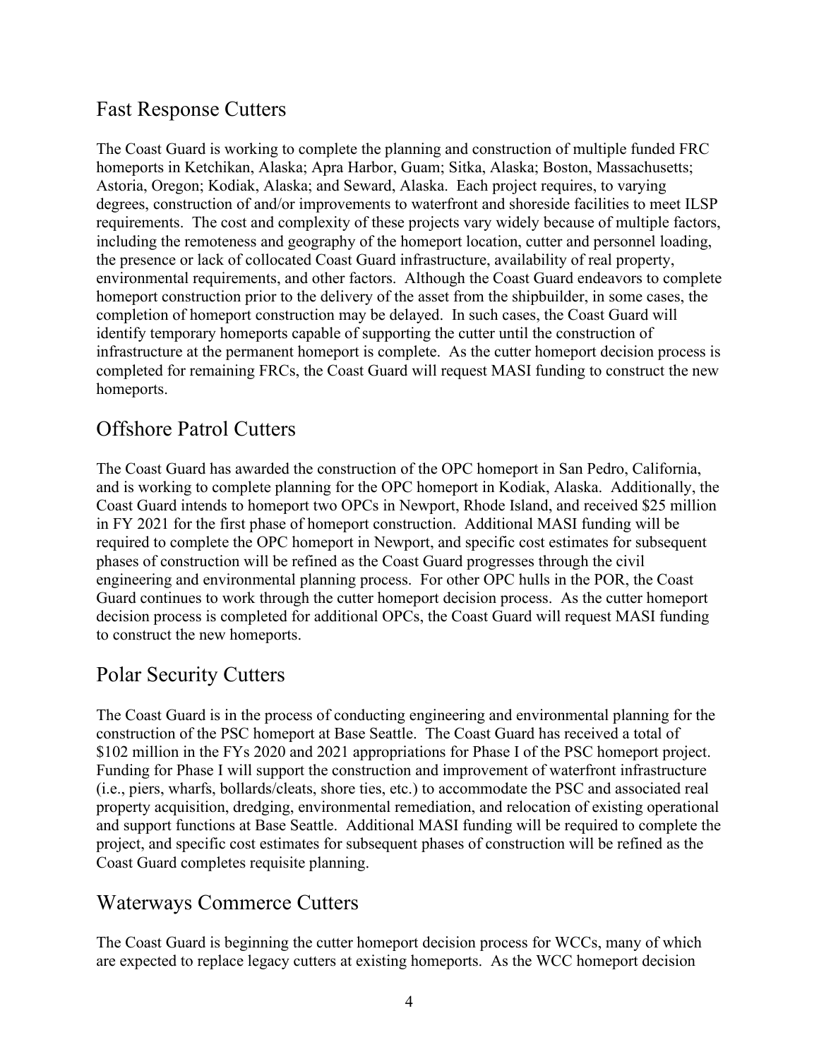## Fast Response Cutters

The Coast Guard is working to complete the planning and construction of multiple funded FRC homeports in Ketchikan, Alaska; Apra Harbor, Guam; Sitka, Alaska; Boston, Massachusetts; Astoria, Oregon; Kodiak, Alaska; and Seward, Alaska. Each project requires, to varying degrees, construction of and/or improvements to waterfront and shoreside facilities to meet ILSP requirements. The cost and complexity of these projects vary widely because of multiple factors, including the remoteness and geography of the homeport location, cutter and personnel loading, the presence or lack of collocated Coast Guard infrastructure, availability of real property, environmental requirements, and other factors. Although the Coast Guard endeavors to complete homeport construction prior to the delivery of the asset from the shipbuilder, in some cases, the completion of homeport construction may be delayed. In such cases, the Coast Guard will identify temporary homeports capable of supporting the cutter until the construction of infrastructure at the permanent homeport is complete. As the cutter homeport decision process is completed for remaining FRCs, the Coast Guard will request MASI funding to construct the new homeports.

## Offshore Patrol Cutters

The Coast Guard has awarded the construction of the OPC homeport in San Pedro, California, and is working to complete planning for the OPC homeport in Kodiak, Alaska. Additionally, the Coast Guard intends to homeport two OPCs in Newport, Rhode Island, and received $25 million in FY 2021 for the first phase of homeport construction. Additional MASI funding will be required to complete the OPC homeport in Newport, and specific cost estimates for subsequent phases of construction will be refined as the Coast Guard progresses through the civil engineering and environmental planning process. For other OPC hulls in the POR, the Coast Guard continues to work through the cutter homeport decision process. As the cutter homeport decision process is completed for additional OPCs, the Coast Guard will request MASI funding to construct the new homeports.

## Polar Security Cutters

The Coast Guard is in the process of conducting engineering and environmental planning for the construction of the PSC homeport at Base Seattle. The Coast Guard has received a total of $102 million in the FYs 2020 and 2021 appropriations for Phase I of the PSC homeport project. Funding for Phase I will support the construction and improvement of waterfront infrastructure (i.e., piers, wharfs, bollards/cleats, shore ties, etc.) to accommodate the PSC and associated real property acquisition, dredging, environmental remediation, and relocation of existing operational and support functions at Base Seattle. Additional MASI funding will be required to complete the project, and specific cost estimates for subsequent phases of construction will be refined as the Coast Guard completes requisite planning.

## Waterways Commerce Cutters

The Coast Guard is beginning the cutter homeport decision process for WCCs, many of which are expected to replace legacy cutters at existing homeports. As the WCC homeport decision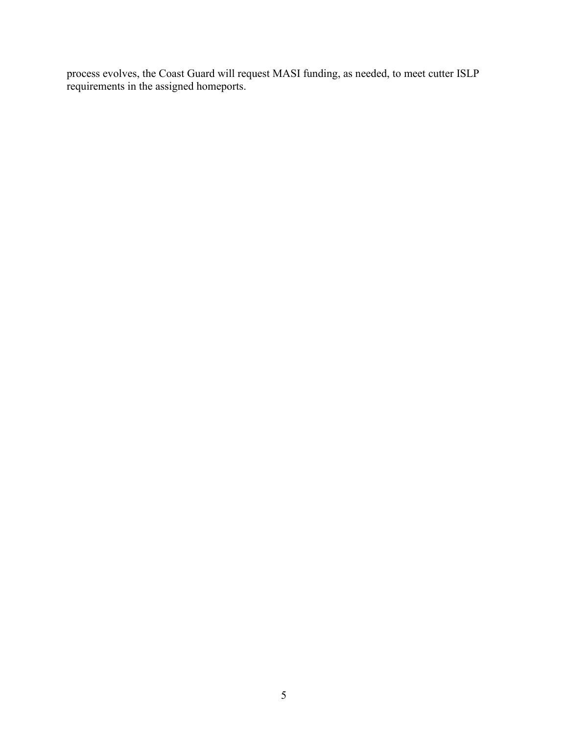process evolves, the Coast Guard will request MASI funding, as needed, to meet cutter ISLP requirements in the assigned homeports.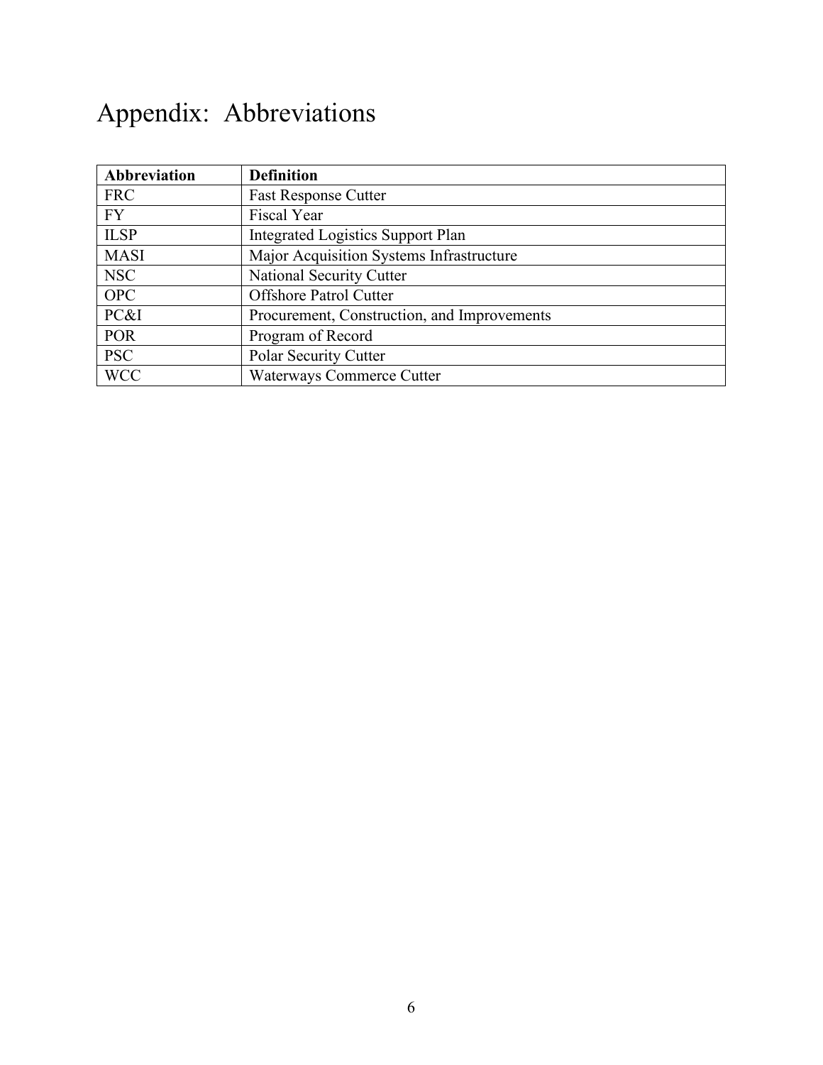# Appendix: Abbreviations

| Abbreviation | Definition |
|---|---|
| FRC | Fast Response Cutter |
| FY | Fiscal Year |
| ILSP | Integrated Logistics Support Plan |
| MASI | Major Acquisition Systems Infrastructure |
| NSC | National Security Cutter |
| OPC | Offshore Patrol Cutter |
| PC&I | Procurement, Construction, and Improvements |
| POR | Program of Record |
| PSC | Polar Security Cutter |
| WCC | Waterways Commerce Cutter |